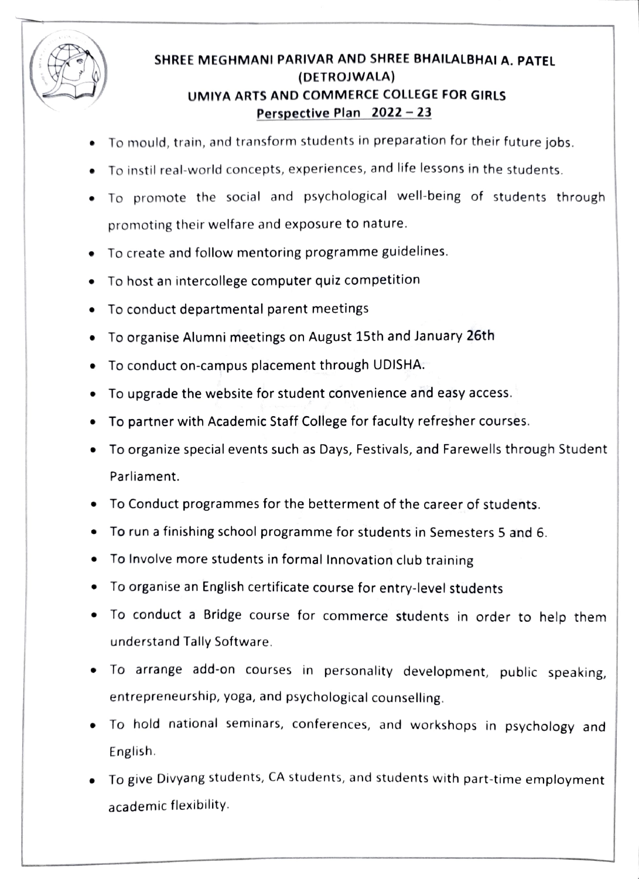# SHREE MEGHMANI PARIVAR AND SHREE BHAILALBHAI A. PATEL (DETROJWALA)
# UMIYA ARTS AND COMMERCE COLLEGE FOR GIRLS

## Perspective Plan 2022 – 23

- To mould, train, and transform students in preparation for their future jobs.
- To instil real-world concepts, experiences, and life lessons in the students.
- To promote the social and psychological well-being of students through promoting their welfare and exposure to nature.
- To create and follow mentoring programme guidelines.
- To host an intercollege computer quiz competition
- To conduct departmental parent meetings
- To organise Alumni meetings on August 15th and January 26th
- To conduct on-campus placement through UDISHA.
- To upgrade the website for student convenience and easy access.
- To partner with Academic Staff College for faculty refresher courses.
- To organize special events such as Days, Festivals, and Farewells through Student Parliament.
- To Conduct programmes for the betterment of the career of students.
- To run a finishing school programme for students in Semesters 5 and 6.
- To Involve more students in formal Innovation club training
- To organise an English certificate course for entry-level students
- To conduct a Bridge course for commerce students in order to help them understand Tally Software.
- To arrange add-on courses in personality development, public speaking, entrepreneurship, yoga, and psychological counselling.
- To hold national seminars, conferences, and workshops in psychology and English.
- To give Divyang students, CA students, and students with part-time employment academic flexibility.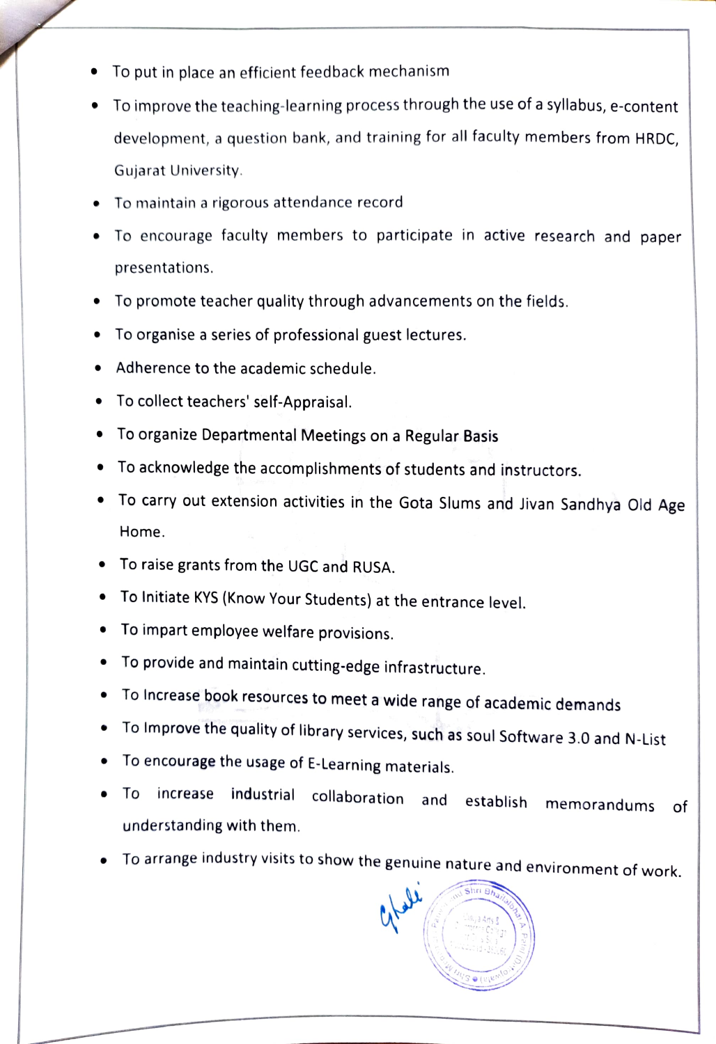- To put in place an efficient feedback mechanism
- To improve the teaching-learning process through the use of a syllabus, e-content development, a question bank, and training for all faculty members from HRDC, Gujarat University.
- To maintain a rigorous attendance record
- To encourage faculty members to participate in active research and paper presentations.
- To promote teacher quality through advancements on the fields.
- To organise a series of professional guest lectures.
- Adherence to the academic schedule.
- To collect teachers' self-Appraisal.
- To organize Departmental Meetings on a Regular Basis
- To acknowledge the accomplishments of students and instructors.
- To carry out extension activities in the Gota Slums and Jivan Sandhya Old Age Home.
- To raise grants from the UGC and RUSA.
- To Initiate KYS (Know Your Students) at the entrance level.
- To impart employee welfare provisions.
- To provide and maintain cutting-edge infrastructure.
- To Increase book resources to meet a wide range of academic demands
- To Improve the quality of library services, such as soul Software 3.0 and N-List
- To encourage the usage of E-Learning materials.
- To increase industrial collaboration and establish memorandums of understanding with them.
- To arrange industry visits to show the genuine nature and environment of work.